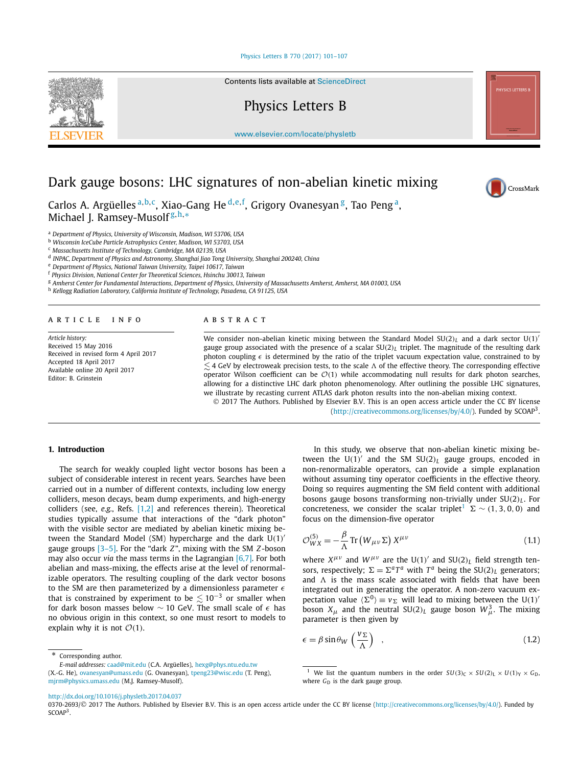# Dark gauge bosons: LHC signatures of non-abelian kinetic mixing

Carlos A. Argüelles [a,b,c], Xiao-Gang He [d,e,f], Grigory Ovanesyan [g], Tao Peng [a], Michael J. Ramsey-Musolf [g,h,*]

[a] Department of Physics, University of Wisconsin, Madison, WI 53706, USA
[b] Wisconsin IceCube Particle Astrophysics Center, Madison, WI 53703, USA
[c] Massachusetts Institute of Technology, Cambridge, MA 02139, USA
[d] INPAC, Department of Physics and Astronomy, Shanghai Jiao Tong University, Shanghai 200240, China
[e] Department of Physics, National Taiwan University, Taipei 10617, Taiwan
[f] Physics Division, National Center for Theoretical Sciences, Hsinchu 30013, Taiwan
[g] Amherst Center for Fundamental Interactions, Department of Physics, University of Massachusetts Amherst, Amherst, MA 01003, USA
[h] Kellogg Radiation Laboratory, California Institute of Technology, Pasadena, CA 91125, USA

## ARTICLE INFO

*Article history:*
Received 15 May 2016
Received in revised form 4 April 2017
Accepted 18 April 2017
Available online 20 April 2017
Editor: B. Grinstein

## ABSTRACT

We consider non-abelian kinetic mixing between the Standard Model $SU(2)_L$ and a dark sector $U(1)'$ gauge group associated with the presence of a scalar $SU(2)_L$ triplet. The magnitude of the resulting dark photon coupling $\epsilon$ is determined by the ratio of the triplet vacuum expectation value, constrained to by $\lesssim 4$ GeV by electroweak precision tests, to the scale $\Lambda$ of the effective theory. The corresponding effective operator Wilson coefficient can be $\mathcal{O}(1)$ while accommodating null results for dark photon searches, allowing for a distinctive LHC dark photon phenomenology. After outlining the possible LHC signatures, we illustrate by recasting current ATLAS dark photon results into the non-abelian mixing context.

© 2017 The Authors. Published by Elsevier B.V. This is an open access article under the CC BY license (http://creativecommons.org/licenses/by/4.0/). Funded by SCOAP[3].

## 1. Introduction

The search for weakly coupled light vector bosons has been a subject of considerable interest in recent years. Searches have been carried out in a number of different contexts, including low energy colliders, meson decays, beam dump experiments, and high-energy colliders (see, *e.g.*, Refs. [1,2] and references therein). Theoretical studies typically assume that interactions of the "dark photon" with the visible sector are mediated by abelian kinetic mixing between the Standard Model (SM) hypercharge and the dark $U(1)'$ gauge groups [3–5]. For the "dark $Z$", mixing with the SM $Z$-boson may also occur *via* the mass terms in the Lagrangian [6,7]. For both abelian and mass-mixing, the effects arise at the level of renormalizable operators. The resulting coupling of the dark vector bosons to the SM are then parameterized by a dimensionless parameter $\epsilon$ that is constrained by experiment to be $\lesssim 10^{-3}$ or smaller when for dark boson masses below $\sim 10$ GeV. The small scale of $\epsilon$ has no obvious origin in this context, so one must resort to models to explain why it is not $\mathcal{O}(1)$.

In this study, we observe that non-abelian kinetic mixing between the $U(1)'$ and the SM $SU(2)_L$ gauge groups, encoded in non-renormalizable operators, can provide a simple explanation without assuming tiny operator coefficients in the effective theory. Doing so requires augmenting the SM field content with additional bosons gauge bosons transforming non-trivially under $SU(2)_L$. For concreteness, we consider the scalar triplet[1] $\Sigma \sim (1, 3, 0, 0)$ and focus on the dimension-five operator

$$\mathcal{O}^{(5)}_{WX} = -\frac{\beta}{\Lambda} \mathrm{Tr}\left(W_{\mu\nu}\Sigma\right) X^{\mu\nu} \tag{1.1}$$

where $X^{\mu\nu}$ and $W^{\mu\nu}$ are the $U(1)'$ and $SU(2)_L$ field strength tensors, respectively; $\Sigma = \Sigma^a T^a$ with $T^a$ being the $SU(2)_L$ generators; and $\Lambda$ is the mass scale associated with fields that have been integrated out in generating the operator. A non-zero vacuum expectation value $\langle \Sigma^0 \rangle \equiv v_\Sigma$ will lead to mixing between the $U(1)'$ boson $X_\mu$ and the neutral $SU(2)_L$ gauge boson $W^3_\mu$. The mixing parameter is then given by

$$\epsilon = \beta \sin\theta_W \left(\frac{v_\Sigma}{\Lambda}\right) \quad , \tag{1.2}$$

---

\* Corresponding author.
*E-mail addresses:* caad@mit.edu (C.A. Argüelles), hexg@phys.ntu.edu.tw (X.-G. He), ovanesyan@umass.edu (G. Ovanesyan), tpeng23@wisc.edu (T. Peng), mjrm@physics.umass.edu (M.J. Ramsey-Musolf).

[1] We list the quantum numbers in the order $SU(3)_C \times SU(2)_L \times U(1)_Y \times G_D$, where $G_D$ is the dark gauge group.

http://dx.doi.org/10.1016/j.physletb.2017.04.037
0370-2693/© 2017 The Authors. Published by Elsevier B.V. This is an open access article under the CC BY license (http://creativecommons.org/licenses/by/4.0/). Funded by SCOAP[3].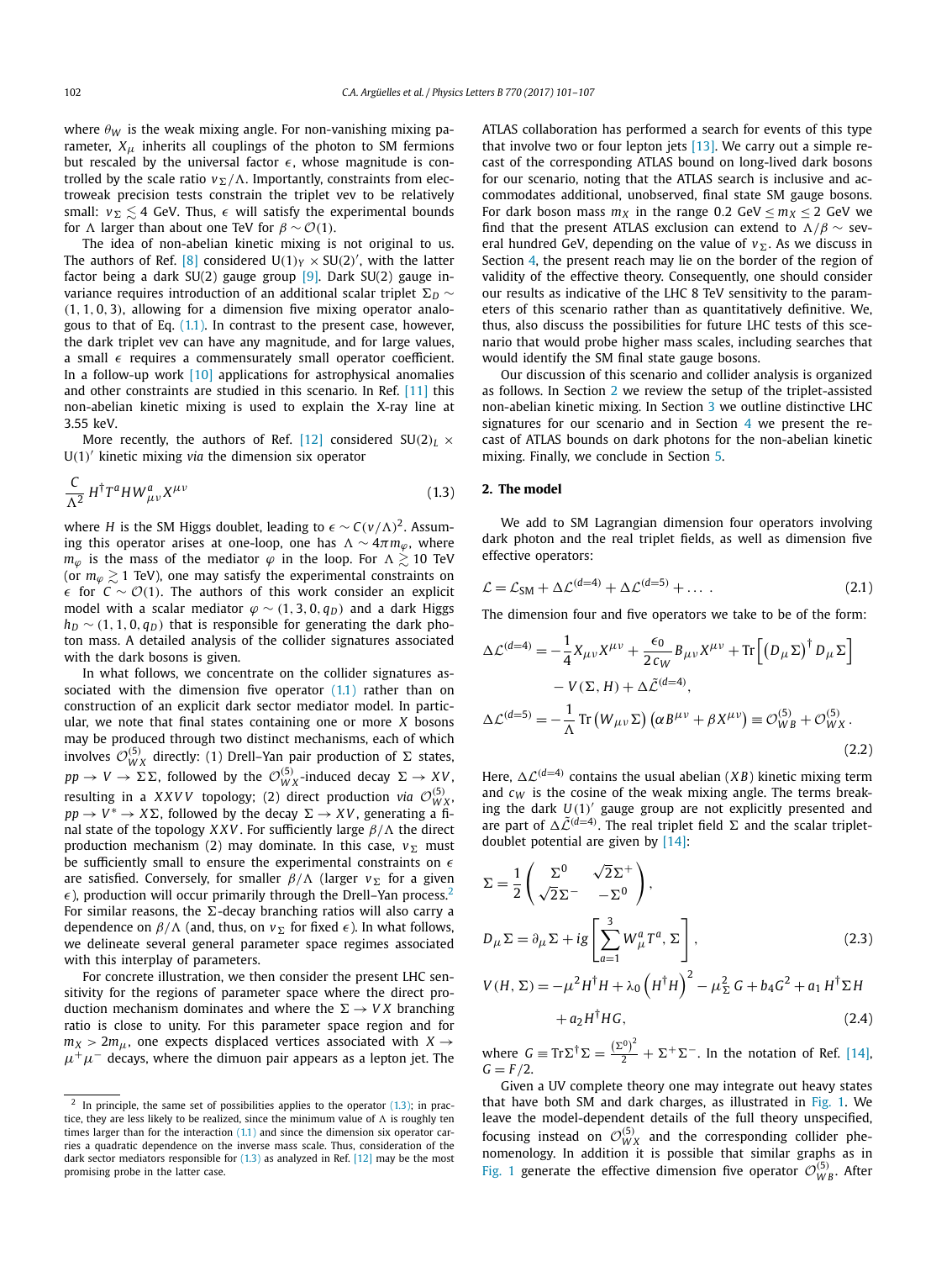where $\theta_W$ is the weak mixing angle. For non-vanishing mixing parameter, $X_\mu$ inherits all couplings of the photon to SM fermions but rescaled by the universal factor $\epsilon$, whose magnitude is controlled by the scale ratio $v_\Sigma/\Lambda$. Importantly, constraints from electroweak precision tests constrain the triplet vev to be relatively small: $v_\Sigma \lesssim 4$ GeV. Thus, $\epsilon$ will satisfy the experimental bounds for $\Lambda$ larger than about one TeV for $\beta \sim \mathcal{O}(1)$.

The idea of non-abelian kinetic mixing is not original to us. The authors of Ref. [8] considered $\mathrm{U}(1)_Y \times \mathrm{SU}(2)'$, with the latter factor being a dark SU(2) gauge group [9]. Dark SU(2) gauge invariance requires introduction of an additional scalar triplet $\Sigma_D \sim (1, 1, 0, 3)$, allowing for a dimension five mixing operator analogous to that of Eq. (1.1). In contrast to the present case, however, the dark triplet vev can have any magnitude, and for large values, a small $\epsilon$ requires a commensurately small operator coefficient. In a follow-up work [10] applications for astrophysical anomalies and other constraints are studied in this scenario. In Ref. [11] this non-abelian kinetic mixing is used to explain the X-ray line at 3.55 keV.

More recently, the authors of Ref. [12] considered $\mathrm{SU}(2)_L \times \mathrm{U}(1)'$ kinetic mixing *via* the dimension six operator

$$\frac{C}{\Lambda^2} H^\dagger T^a H W^a_{\mu\nu} X^{\mu\nu} \tag{1.3}$$

where $H$ is the SM Higgs doublet, leading to $\epsilon \sim C(v/\Lambda)^2$. Assuming this operator arises at one-loop, one has $\Lambda \sim 4\pi m_\varphi$, where $m_\varphi$ is the mass of the mediator $\varphi$ in the loop. For $\Lambda \gtrsim 10$ TeV (or $m_\varphi \gtrsim 1$ TeV), one may satisfy the experimental constraints on $\epsilon$ for $C \sim \mathcal{O}(1)$. The authors of this work consider an explicit model with a scalar mediator $\varphi \sim (1, 3, 0, q_D)$ and a dark Higgs $h_D \sim (1, 1, 0, q_D)$ that is responsible for generating the dark photon mass. A detailed analysis of the collider signatures associated with the dark bosons is given.

In what follows, we concentrate on the collider signatures associated with the dimension five operator (1.1) rather than on construction of an explicit dark sector mediator model. In particular, we note that final states containing one or more $X$ bosons may be produced through two distinct mechanisms, each of which involves $\mathcal{O}^{(5)}_{WX}$ directly: (1) Drell–Yan pair production of $\Sigma$ states, $pp \to V \to \Sigma\Sigma$, followed by the $\mathcal{O}^{(5)}_{WX}$-induced decay $\Sigma \to XV$, resulting in a $XXVV$ topology; (2) direct production *via* $\mathcal{O}^{(5)}_{WX}$, $pp \to V^* \to X\Sigma$, followed by the decay $\Sigma \to XV$, generating a final state of the topology $XXV$. For sufficiently large $\beta/\Lambda$ the direct production mechanism (2) may dominate. In this case, $v_\Sigma$ must be sufficiently small to ensure the experimental constraints on $\epsilon$ are satisfied. Conversely, for smaller $\beta/\Lambda$ (larger $v_\Sigma$ for a given $\epsilon$), production will occur primarily through the Drell–Yan process.[2] For similar reasons, the $\Sigma$-decay branching ratios will also carry a dependence on $\beta/\Lambda$ (and, thus, on $v_\Sigma$ for fixed $\epsilon$). In what follows, we delineate several general parameter space regimes associated with this interplay of parameters.

For concrete illustration, we then consider the present LHC sensitivity for the regions of parameter space where the direct production mechanism dominates and where the $\Sigma \to VX$ branching ratio is close to unity. For this parameter space region and for $m_X > 2m_\mu$, one expects displaced vertices associated with $X \to \mu^+\mu^-$ decays, where the dimuon pair appears as a lepton jet. The ATLAS collaboration has performed a search for events of this type that involve two or four lepton jets [13]. We carry out a simple recast of the corresponding ATLAS bound on long-lived dark bosons for our scenario, noting that the ATLAS search is inclusive and accommodates additional, unobserved, final state SM gauge bosons. For dark boson mass $m_X$ in the range 0.2 GeV $\le m_X \le$ 2 GeV we find that the present ATLAS exclusion can extend to $\Lambda/\beta \sim$ several hundred GeV, depending on the value of $v_\Sigma$. As we discuss in Section 4, the present reach may lie on the border of the region of validity of the effective theory. Consequently, one should consider our results as indicative of the LHC 8 TeV sensitivity to the parameters of this scenario rather than as quantitatively definitive. We, thus, also discuss the possibilities for future LHC tests of this scenario that would probe higher mass scales, including searches that would identify the SM final state gauge bosons.

Our discussion of this scenario and collider analysis is organized as follows. In Section 2 we review the setup of the triplet-assisted non-abelian kinetic mixing. In Section 3 we outline distinctive LHC signatures for our scenario and in Section 4 we present the recast of ATLAS bounds on dark photons for the non-abelian kinetic mixing. Finally, we conclude in Section 5.

## 2. The model

We add to SM Lagrangian dimension four operators involving dark photon and the real triplet fields, as well as dimension five effective operators:

$$\mathcal{L} = \mathcal{L}_{\rm SM} + \Delta\mathcal{L}^{(d=4)} + \Delta\mathcal{L}^{(d=5)} + \dots \,. \tag{2.1}$$

The dimension four and five operators we take to be of the form:

$$\begin{aligned}
\Delta\mathcal{L}^{(d=4)} &= -\frac{1}{4} X_{\mu\nu}X^{\mu\nu} + \frac{\epsilon_0}{2c_W} B_{\mu\nu}X^{\mu\nu} + \mathrm{Tr}\left[\left(D_\mu\Sigma\right)^\dagger D_\mu\Sigma\right] \\
&\quad - V(\Sigma, H) + \Delta\tilde{\mathcal{L}}^{(d=4)}, \\
\Delta\mathcal{L}^{(d=5)} &= -\frac{1}{\Lambda}\,\mathrm{Tr}\left(W_{\mu\nu}\Sigma\right)\left(\alpha B^{\mu\nu} + \beta X^{\mu\nu}\right) \equiv \mathcal{O}^{(5)}_{WB} + \mathcal{O}^{(5)}_{WX}\,.
\end{aligned} \tag{2.2}$$

Here, $\Delta\mathcal{L}^{(d=4)}$ contains the usual abelian $(XB)$ kinetic mixing term and $c_W$ is the cosine of the weak mixing angle. The terms breaking the dark $U(1)'$ gauge group are not explicitly presented and are part of $\Delta\tilde{\mathcal{L}}^{(d=4)}$. The real triplet field $\Sigma$ and the scalar triplet-doublet potential are given by [14]:

$$\Sigma = \frac{1}{2}\begin{pmatrix} \Sigma^0 & \sqrt{2}\Sigma^+ \\ \sqrt{2}\Sigma^- & -\Sigma^0 \end{pmatrix},$$

$$D_\mu\Sigma = \partial_\mu\Sigma + ig\left[\sum_{a=1}^{3} W^a_\mu T^a, \Sigma\right], \tag{2.3}$$

$$\begin{aligned}
V(H, \Sigma) &= -\mu^2 H^\dagger H + \lambda_0\left(H^\dagger H\right)^2 - \mu_\Sigma^2\, G + b_4 G^2 + a_1 H^\dagger\Sigma H \\
&\quad + a_2 H^\dagger H G,
\end{aligned} \tag{2.4}$$

where $G \equiv \mathrm{Tr}\Sigma^\dagger\Sigma = \frac{(\Sigma^0)^2}{2} + \Sigma^+\Sigma^-$. In the notation of Ref. [14], $G = F/2$.

Given a UV complete theory one may integrate out heavy states that have both SM and dark charges, as illustrated in Fig. 1. We leave the model-dependent details of the full theory unspecified, focusing instead on $\mathcal{O}^{(5)}_{WX}$ and the corresponding collider phenomenology. In addition it is possible that similar graphs as in Fig. 1 generate the effective dimension five operator $\mathcal{O}^{(5)}_{WB}$. After

[2] In principle, the same set of possibilities applies to the operator (1.3); in practice, they are less likely to be realized, since the minimum value of $\Lambda$ is roughly ten times larger than for the interaction (1.1) and since the dimension six operator carries a quadratic dependence on the inverse mass scale. Thus, consideration of the dark sector mediators responsible for (1.3) as analyzed in Ref. [12] may be the most promising probe in the latter case.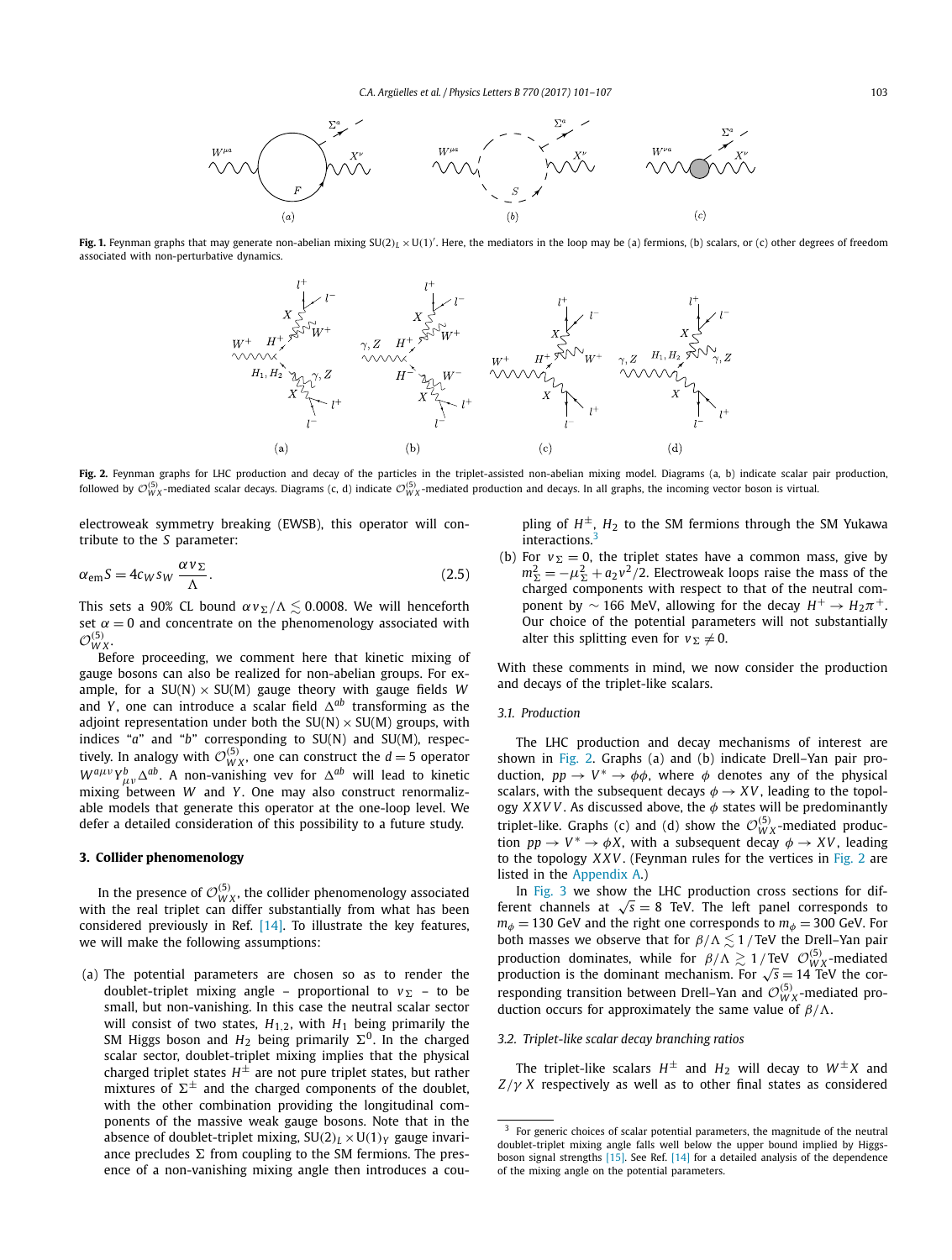**Fig. 1.** Feynman graphs that may generate non-abelian mixing $\mathrm{SU}(2)_L \times \mathrm{U}(1)'$. Here, the mediators in the loop may be (a) fermions, (b) scalars, or (c) other degrees of freedom associated with non-perturbative dynamics.

**Fig. 2.** Feynman graphs for LHC production and decay of the particles in the triplet-assisted non-abelian mixing model. Diagrams (a, b) indicate scalar pair production, followed by $\mathcal{O}^{(5)}_{WX}$-mediated scalar decays. Diagrams (c, d) indicate $\mathcal{O}^{(5)}_{WX}$-mediated production and decays. In all graphs, the incoming vector boson is virtual.

electroweak symmetry breaking (EWSB), this operator will contribute to the $S$ parameter:

$$\alpha_{\mathrm{em}} S = 4 c_W s_W \frac{\alpha v_\Sigma}{\Lambda}. \tag{2.5}$$

This sets a 90% CL bound $\alpha v_\Sigma/\Lambda \lesssim 0.0008$. We will henceforth set $\alpha = 0$ and concentrate on the phenomenology associated with $\mathcal{O}^{(5)}_{WX}$.

Before proceeding, we comment here that kinetic mixing of gauge bosons can also be realized for non-abelian groups. For example, for a $\mathrm{SU(N)} \times \mathrm{SU(M)}$ gauge theory with gauge fields $W$ and $Y$, one can introduce a scalar field $\Delta^{ab}$ transforming as the adjoint representation under both the $\mathrm{SU(N)} \times \mathrm{SU(M)}$ groups, with indices "$a$" and "$b$" corresponding to SU(N) and SU(M), respectively. In analogy with $\mathcal{O}^{(5)}_{WX}$, one can construct the $d = 5$ operator $W^{a\mu\nu} Y^b_{\mu\nu} \Delta^{ab}$. A non-vanishing vev for $\Delta^{ab}$ will lead to kinetic mixing between $W$ and $Y$. One may also construct renormalizable models that generate this operator at the one-loop level. We defer a detailed consideration of this possibility to a future study.

## 3. Collider phenomenology

In the presence of $\mathcal{O}^{(5)}_{WX}$, the collider phenomenology associated with the real triplet can differ substantially from what has been considered previously in Ref. [14]. To illustrate the key features, we will make the following assumptions:

(a) The potential parameters are chosen so as to render the doublet-triplet mixing angle – proportional to $v_\Sigma$ – to be small, but non-vanishing. In this case the neutral scalar sector will consist of two states, $H_{1,2}$, with $H_1$ being primarily the SM Higgs boson and $H_2$ being primarily $\Sigma^0$. In the charged scalar sector, doublet-triplet mixing implies that the physical charged triplet states $H^\pm$ are not pure triplet states, but rather mixtures of $\Sigma^\pm$ and the charged components of the doublet, with the other combination providing the longitudinal components of the massive weak gauge bosons. Note that in the absence of doublet-triplet mixing, $\mathrm{SU}(2)_L \times \mathrm{U}(1)_Y$ gauge invariance precludes $\Sigma$ from coupling to the SM fermions. The presence of a non-vanishing mixing angle then introduces a coupling of $H^\pm$, $H_2$ to the SM fermions through the SM Yukawa interactions.[3]

(b) For $v_\Sigma = 0$, the triplet states have a common mass, give by $m^2_\Sigma = -\mu^2_\Sigma + a_2 v^2/2$. Electroweak loops raise the mass of the charged components with respect to that of the neutral component by $\sim 166$ MeV, allowing for the decay $H^+ \to H_2 \pi^+$. Our choice of the potential parameters will not substantially alter this splitting even for $v_\Sigma \neq 0$.

With these comments in mind, we now consider the production and decays of the triplet-like scalars.

### 3.1. Production

The LHC production and decay mechanisms of interest are shown in Fig. 2. Graphs (a) and (b) indicate Drell–Yan pair production, $pp \to V^* \to \phi\phi$, where $\phi$ denotes any of the physical scalars, with the subsequent decays $\phi \to XV$, leading to the topology $XXVV$. As discussed above, the $\phi$ states will be predominantly triplet-like. Graphs (c) and (d) show the $\mathcal{O}^{(5)}_{WX}$-mediated production $pp \to V^* \to \phi X$, with a subsequent decay $\phi \to XV$, leading to the topology $XXV$. (Feynman rules for the vertices in Fig. 2 are listed in the Appendix A.)

In Fig. 3 we show the LHC production cross sections for different channels at $\sqrt{s} = 8$ TeV. The left panel corresponds to $m_\phi = 130$ GeV and the right one corresponds to $m_\phi = 300$ GeV. For both masses we observe that for $\beta/\Lambda \lesssim 1/\mathrm{TeV}$ the Drell–Yan pair production dominates, while for $\beta/\Lambda \gtrsim 1/\mathrm{TeV}$ $\mathcal{O}^{(5)}_{WX}$-mediated production is the dominant mechanism. For $\sqrt{s} = 14$ TeV the corresponding transition between Drell–Yan and $\mathcal{O}^{(5)}_{WX}$-mediated production occurs for approximately the same value of $\beta/\Lambda$.

### 3.2. Triplet-like scalar decay branching ratios

The triplet-like scalars $H^\pm$ and $H_2$ will decay to $W^\pm X$ and $Z/\gamma X$ respectively as well as to other final states as considered

[3] For generic choices of scalar potential parameters, the magnitude of the neutral doublet-triplet mixing angle falls well below the upper bound implied by Higgs-boson signal strengths [15]. See Ref. [14] for a detailed analysis of the dependence of the mixing angle on the potential parameters.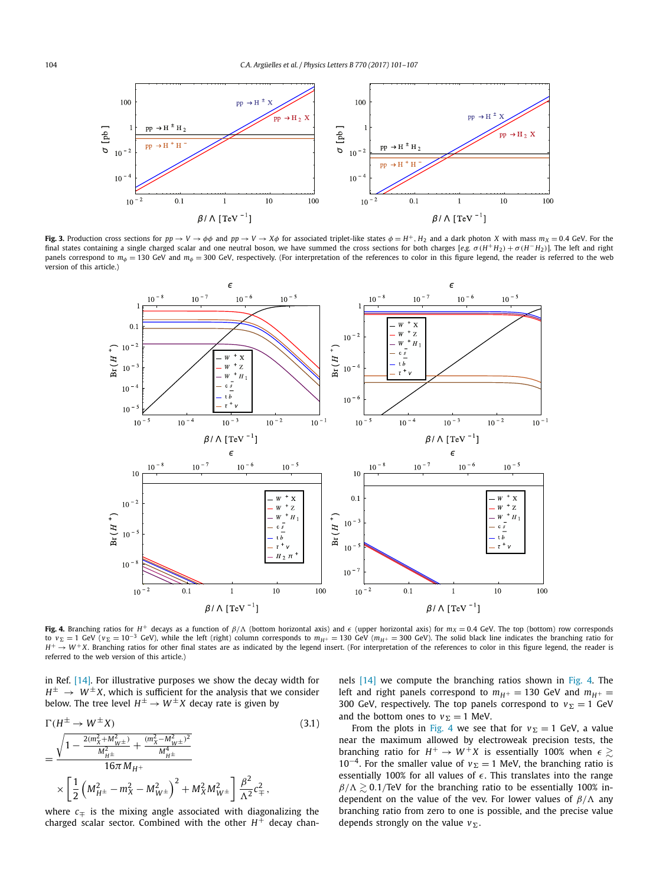**Fig. 3.** Production cross sections for $pp \to V \to \phi\phi$ and $pp \to V \to X\phi$ for associated triplet-like states $\phi = H^+, H_2$ and a dark photon $X$ with mass $m_X = 0.4$ GeV. For the final states containing a single charged scalar and one neutral boson, we have summed the cross sections for both charges [*e.g.* $\sigma(H^+H_2) + \sigma(H^-H_2)$]. The left and right panels correspond to $m_\phi = 130$ GeV and $m_\phi = 300$ GeV, respectively. (For interpretation of the references to color in this figure legend, the reader is referred to the web version of this article.)

**Fig. 4.** Branching ratios for $H^+$ decays as a function of $\beta/\Lambda$ (bottom horizontal axis) and $\epsilon$ (upper horizontal axis) for $m_X = 0.4$ GeV. The top (bottom) row corresponds to $v_\Sigma = 1$ GeV ($v_\Sigma = 10^{-3}$ GeV), while the left (right) column corresponds to $m_{H^+} = 130$ GeV ($m_{H^+} = 300$ GeV). The solid black line indicates the branching ratio for $H^+ \to W^+X$. Branching ratios for other final states are as indicated by the legend insert. (For interpretation of the references to color in this figure legend, the reader is referred to the web version of this article.)

in Ref. [14]. For illustrative purposes we show the decay width for $H^\pm \to W^\pm X$, which is sufficient for the analysis that we consider below. The tree level $H^\pm \to W^\pm X$ decay rate is given by

$$\Gamma(H^\pm \to W^\pm X) \tag{3.1}$$

$$= \frac{\sqrt{1 - \frac{2(m_X^2 + M_{W^\pm}^2)}{M_{H^\pm}^2} + \frac{(m_X^2 - M_{W^\pm}^2)^2}{M_{H^\pm}^4}}}{16\pi M_{H^+}} \times \left[\frac{1}{2}\left(M_{H^\pm}^2 - m_X^2 - M_{W^\pm}^2\right)^2 + M_X^2 M_{W^\pm}^2\right] \frac{\beta^2}{\Lambda^2} c_\mp^2 ,$$

where $c_\mp$ is the mixing angle associated with diagonalizing the charged scalar sector. Combined with the other $H^+$ decay channels [14] we compute the branching ratios shown in Fig. 4. The left and right panels correspond to $m_{H^+} = 130$ GeV and $m_{H^+} = 300$ GeV, respectively. The top panels correspond to $v_\Sigma = 1$ GeV and the bottom ones to $v_\Sigma = 1$ MeV.

From the plots in Fig. 4 we see that for $v_\Sigma = 1$ GeV, a value near the maximum allowed by electroweak precision tests, the branching ratio for $H^+ \to W^+X$ is essentially 100% when $\epsilon \gtrsim 10^{-4}$. For the smaller value of $v_\Sigma = 1$ MeV, the branching ratio is essentially 100% for all values of $\epsilon$. This translates into the range $\beta/\Lambda \gtrsim 0.1$/TeV for the branching ratio to be essentially 100% independent on the value of the vev. For lower values of $\beta/\Lambda$ any branching ratio from zero to one is possible, and the precise value depends strongly on the value $v_\Sigma$.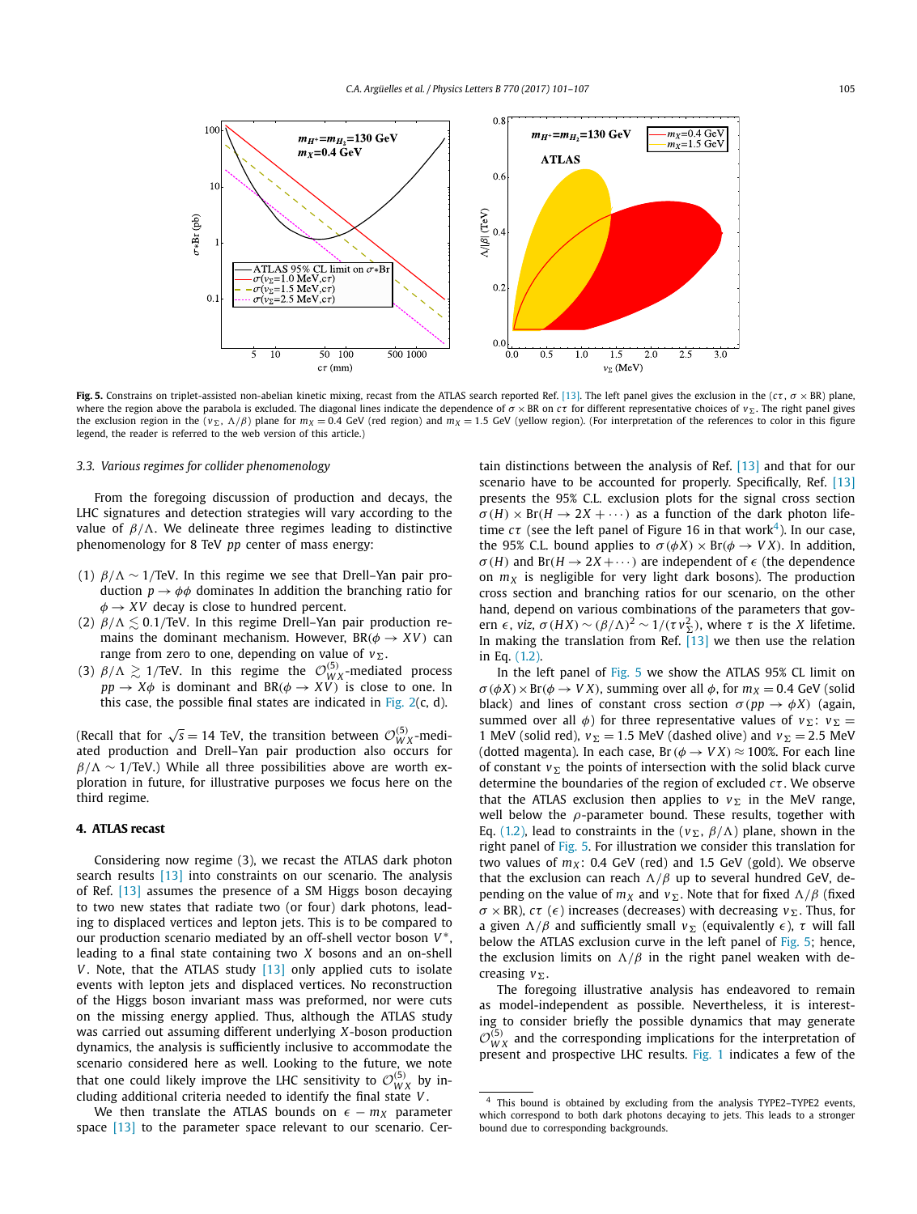**Fig. 5.** Constrains on triplet-assisted non-abelian kinetic mixing, recast from the ATLAS search reported Ref. [13]. The left panel gives the exclusion in the ($c\tau$, $\sigma \times \mathrm{BR}$) plane, where the region above the parabola is excluded. The diagonal lines indicate the dependence of $\sigma \times \mathrm{BR}$ on $c\tau$ for different representative choices of $v_\Sigma$. The right panel gives the exclusion region in the ($v_\Sigma$, $\Lambda/\beta$) plane for $m_X = 0.4$ GeV (red region) and $m_X = 1.5$ GeV (yellow region). (For interpretation of the references to color in this figure legend, the reader is referred to the web version of this article.)

### 3.3. Various regimes for collider phenomenology

From the foregoing discussion of production and decays, the LHC signatures and detection strategies will vary according to the value of $\beta/\Lambda$. We delineate three regimes leading to distinctive phenomenology for 8 TeV $pp$ center of mass energy:

(1) $\beta/\Lambda \sim 1$/TeV. In this regime we see that Drell–Yan pair production $p \to \phi\phi$ dominates In addition the branching ratio for $\phi \to XV$ decay is close to hundred percent.
(2) $\beta/\Lambda \lesssim 0.1$/TeV. In this regime Drell–Yan pair production remains the dominant mechanism. However, $\mathrm{BR}(\phi \to XV)$ can range from zero to one, depending on value of $v_\Sigma$.
(3) $\beta/\Lambda \gtrsim 1$/TeV. In this regime the $\mathcal{O}^{(5)}_{WX}$-mediated process $pp \to X\phi$ is dominant and $\mathrm{BR}(\phi \to XV)$ is close to one. In this case, the possible final states are indicated in Fig. 2(c, d).

(Recall that for $\sqrt{s} = 14$ TeV, the transition between $\mathcal{O}^{(5)}_{WX}$-mediated production and Drell–Yan pair production also occurs for $\beta/\Lambda \sim 1$/TeV.) While all three possibilities above are worth exploration in future, for illustrative purposes we focus here on the third regime.

## 4. ATLAS recast

Considering now regime (3), we recast the ATLAS dark photon search results [13] into constraints on our scenario. The analysis of Ref. [13] assumes the presence of a SM Higgs boson decaying to two new states that radiate two (or four) dark photons, leading to displaced vertices and lepton jets. This is to be compared to our production scenario mediated by an off-shell vector boson $V^*$, leading to a final state containing two $X$ bosons and an on-shell $V$. Note, that the ATLAS study [13] only applied cuts to isolate events with lepton jets and displaced vertices. No reconstruction of the Higgs boson invariant mass was preformed, nor were cuts on the missing energy applied. Thus, although the ATLAS study was carried out assuming different underlying $X$-boson production dynamics, the analysis is sufficiently inclusive to accommodate the scenario considered here as well. Looking to the future, we note that one could likely improve the LHC sensitivity to $\mathcal{O}^{(5)}_{WX}$ by including additional criteria needed to identify the final state $V$.

We then translate the ATLAS bounds on $\epsilon - m_X$ parameter space [13] to the parameter space relevant to our scenario. Certain distinctions between the analysis of Ref. [13] and that for our scenario have to be accounted for properly. Specifically, Ref. [13] presents the 95% C.L. exclusion plots for the signal cross section $\sigma(H) \times \mathrm{Br}(H \to 2X + \cdots)$ as a function of the dark photon lifetime $c\tau$ (see the left panel of Figure 16 in that work[4]). In our case, the 95% C.L. bound applies to $\sigma(\phi X) \times \mathrm{Br}(\phi \to VX)$. In addition, $\sigma(H)$ and $\mathrm{Br}(H \to 2X + \cdots)$ are independent of $\epsilon$ (the dependence on $m_X$ is negligible for very light dark bosons). The production cross section and branching ratios for our scenario, on the other hand, depend on various combinations of the parameters that govern $\epsilon$, *viz*, $\sigma(HX) \sim (\beta/\Lambda)^2 \sim 1/(\tau v_\Sigma^2)$, where $\tau$ is the $X$ lifetime. In making the translation from Ref. [13] we then use the relation in Eq. (1.2).

In the left panel of Fig. 5 we show the ATLAS 95% CL limit on $\sigma(\phi X) \times \mathrm{Br}(\phi \to VX)$, summing over all $\phi$, for $m_X = 0.4$ GeV (solid black) and lines of constant cross section $\sigma(pp \to \phi X)$ (again, summed over all $\phi$) for three representative values of $v_\Sigma$: $v_\Sigma = 1$ MeV (solid red), $v_\Sigma = 1.5$ MeV (dashed olive) and $v_\Sigma = 2.5$ MeV (dotted magenta). In each case, $\mathrm{Br}(\phi \to VX) \approx 100\%$. For each line of constant $v_\Sigma$ the points of intersection with the solid black curve determine the boundaries of the region of excluded $c\tau$. We observe that the ATLAS exclusion then applies to $v_\Sigma$ in the MeV range, well below the $\rho$-parameter bound. These results, together with Eq. (1.2), lead to constraints in the ($v_\Sigma$, $\beta/\Lambda$) plane, shown in the right panel of Fig. 5. For illustration we consider this translation for two values of $m_X$: 0.4 GeV (red) and 1.5 GeV (gold). We observe that the exclusion can reach $\Lambda/\beta$ up to several hundred GeV, depending on the value of $m_X$ and $v_\Sigma$. Note that for fixed $\Lambda/\beta$ (fixed $\sigma \times \mathrm{BR}$), $c\tau$ ($\epsilon$) increases (decreases) with decreasing $v_\Sigma$. Thus, for a given $\Lambda/\beta$ and sufficiently small $v_\Sigma$ (equivalently $\epsilon$), $\tau$ will fall below the ATLAS exclusion curve in the left panel of Fig. 5; hence, the exclusion limits on $\Lambda/\beta$ in the right panel weaken with decreasing $v_\Sigma$.

The foregoing illustrative analysis has endeavored to remain as model-independent as possible. Nevertheless, it is interesting to consider briefly the possible dynamics that may generate $\mathcal{O}^{(5)}_{WX}$ and the corresponding implications for the interpretation of present and prospective LHC results. Fig. 1 indicates a few of the

---

[4] This bound is obtained by excluding from the analysis TYPE2–TYPE2 events, which correspond to both dark photons decaying to jets. This leads to a stronger bound due to corresponding backgrounds.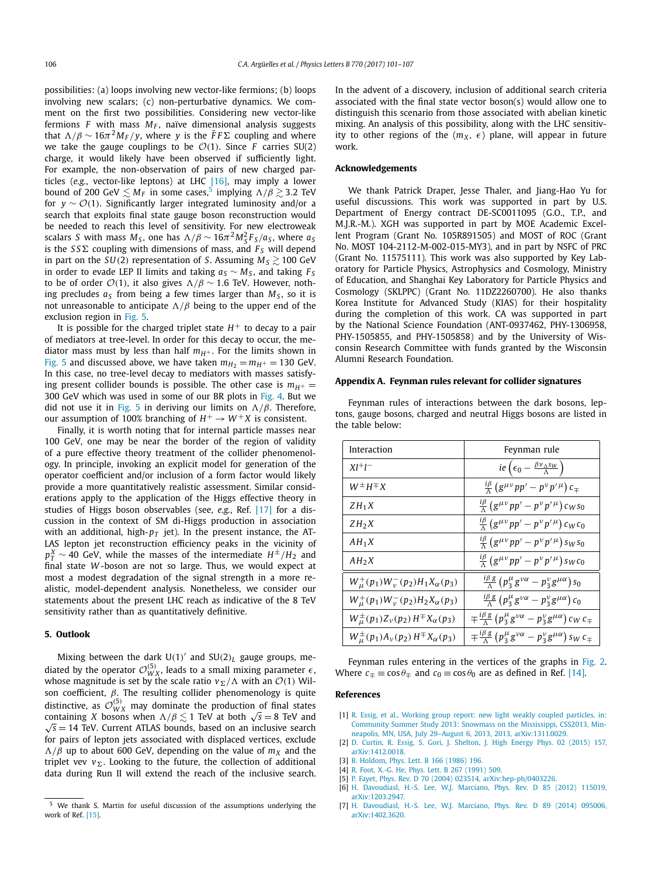possibilities: (a) loops involving new vector-like fermions; (b) loops involving new scalars; (c) non-perturbative dynamics. We comment on the first two possibilities. Considering new vector-like fermions $F$ with mass $M_F$, naïve dimensional analysis suggests that $\Lambda/\beta \sim 16\pi^2 M_F/y$, where $y$ is the $\bar{F}F\Sigma$ coupling and where we take the gauge couplings to be $\mathcal{O}(1)$. Since $F$ carries SU(2) charge, it would likely have been observed if sufficiently light. For example, the non-observation of pairs of new charged particles (*e.g.*, vector-like leptons) at LHC [16], may imply a lower bound of 200 GeV $\lesssim M_F$ in some cases,[5] implying $\Lambda/\beta \gtrsim 3.2$ TeV for $y \sim \mathcal{O}(1)$. Significantly larger integrated luminosity and/or a search that exploits final state gauge boson reconstruction would be needed to reach this level of sensitivity. For new electroweak scalars $S$ with mass $M_S$, one has $\Lambda/\beta \sim 16\pi^2 M_S^2 F_S/a_S$, where $a_S$ is the $SS\Sigma$ coupling with dimensions of mass, and $F_S$ will depend in part on the $SU(2)$ representation of $S$. Assuming $M_S \gtrsim 100$ GeV in order to evade LEP II limits and taking $a_S \sim M_S$, and taking $F_S$ to be of order $\mathcal{O}(1)$, it also gives $\Lambda/\beta \sim 1.6$ TeV. However, nothing precludes $a_S$ from being a few times larger than $M_S$, so it is not unreasonable to anticipate $\Lambda/\beta$ being to the upper end of the exclusion region in Fig. 5.

It is possible for the charged triplet state $H^+$ to decay to a pair of mediators at tree-level. In order for this decay to occur, the mediator mass must by less than half $m_{H^+}$. For the limits shown in Fig. 5 and discussed above, we have taken $m_{H_2} = m_{H^+} = 130$ GeV. In this case, no tree-level decay to mediators with masses satisfying present collider bounds is possible. The other case is $m_{H^+} =$ 300 GeV which was used in some of our BR plots in Fig. 4. But we did not use it in Fig. 5 in deriving our limits on $\Lambda/\beta$. Therefore, our assumption of 100% branching of $H^+ \to W^+ X$ is consistent.

Finally, it is worth noting that for internal particle masses near 100 GeV, one may be near the border of the region of validity of a pure effective theory treatment of the collider phenomenology. In principle, invoking an explicit model for generation of the operator coefficient and/or inclusion of a form factor would likely provide a more quantitatively realistic assessment. Similar considerations apply to the application of the Higgs effective theory in studies of Higgs boson observables (see, *e.g.*, Ref. [17] for a discussion in the context of SM di-Higgs production in association with an additional, high-$p_T$ jet). In the present instance, the ATLAS lepton jet reconstruction efficiency peaks in the vicinity of $p_T^X \sim 40$ GeV, while the masses of the intermediate $H^\pm/H_2$ and final state $W$-boson are not so large. Thus, we would expect at most a modest degradation of the signal strength in a more realistic, model-dependent analysis. Nonetheless, we consider our statements about the present LHC reach as indicative of the 8 TeV sensitivity rather than as quantitatively definitive.

## 5. Outlook

Mixing between the dark U(1)′ and SU(2)$_L$ gauge groups, mediated by the operator $\mathcal{O}_{WX}^{(5)}$, leads to a small mixing parameter $\epsilon$, whose magnitude is set by the scale ratio $v_\Sigma/\Lambda$ with an $\mathcal{O}(1)$ Wilson coefficient, $\beta$. The resulting collider phenomenology is quite distinctive, as $\mathcal{O}_{WX}^{(5)}$ may dominate the production of final states containing $X$ bosons when $\Lambda/\beta \lesssim 1$ TeV at both $\sqrt{s} = 8$ TeV and $\sqrt{s} = 14$ TeV. Current ATLAS bounds, based on an inclusive search for pairs of lepton jets associated with displaced vertices, exclude $\Lambda/\beta$ up to about 600 GeV, depending on the value of $m_X$ and the triplet vev $v_\Sigma$. Looking to the future, the collection of additional data during Run II will extend the reach of the inclusive search. In the advent of a discovery, inclusion of additional search criteria associated with the final state vector boson(s) would allow one to distinguish this scenario from those associated with abelian kinetic mixing. An analysis of this possibility, along with the LHC sensitivity to other regions of the $(m_X, \epsilon)$ plane, will appear in future work.

[5] We thank S. Martin for useful discussion of the assumptions underlying the work of Ref. [15].

## Acknowledgements

We thank Patrick Draper, Jesse Thaler, and Jiang-Hao Yu for useful discussions. This work was supported in part by U.S. Department of Energy contract DE-SC0011095 (G.O., T.P., and M.J.R.-M.). XGH was supported in part by MOE Academic Excellent Program (Grant No. 105R891505) and MOST of ROC (Grant No. MOST 104-2112-M-002-015-MY3), and in part by NSFC of PRC (Grant No. 11575111). This work was also supported by Key Laboratory for Particle Physics, Astrophysics and Cosmology, Ministry of Education, and Shanghai Key Laboratory for Particle Physics and Cosmology (SKLPPC) (Grant No. 11DZ2260700). He also thanks Korea Institute for Advanced Study (KIAS) for their hospitality during the completion of this work. CA was supported in part by the National Science Foundation (ANT-0937462, PHY-1306958, PHY-1505855, and PHY-1505858) and by the University of Wisconsin Research Committee with funds granted by the Wisconsin Alumni Research Foundation.

## Appendix A. Feynman rules relevant for collider signatures

Feynman rules of interactions between the dark bosons, leptons, gauge bosons, charged and neutral Higgs bosons are listed in the table below:

| Interaction | Feynman rule |
|---|---|
| $Xl^+l^-$ | $ie\left(\epsilon_0 - \frac{\beta v_\Delta s_W}{\Lambda}\right)$ |
| $W^\pm H^\mp X$ | $\frac{i\beta}{\Lambda}\left(g^{\mu\nu}pp' - p^\nu p'^\mu\right)c_\mp$ |
| $ZH_1X$ | $\frac{i\beta}{\Lambda}\left(g^{\mu\nu}pp' - p^\nu p'^\mu\right)c_W s_0$ |
| $ZH_2X$ | $\frac{i\beta}{\Lambda}\left(g^{\mu\nu}pp' - p^\nu p'^\mu\right)c_W c_0$ |
| $AH_1X$ | $\frac{i\beta}{\Lambda}\left(g^{\mu\nu}pp' - p^\nu p'^\mu\right)s_W s_0$ |
| $AH_2X$ | $\frac{i\beta}{\Lambda}\left(g^{\mu\nu}pp' - p^\nu p'^\mu\right)s_W c_0$ |
| $W_\mu^+(p_1)W_\nu^-(p_2)H_1X_\alpha(p_3)$ | $\frac{i\beta g}{\Lambda}\left(p_3^\mu g^{\nu\alpha} - p_3^\nu g^{\mu\alpha}\right)s_0$ |
| $W_\mu^+(p_1)W_\nu^-(p_2)H_2X_\alpha(p_3)$ | $\frac{i\beta g}{\Lambda}\left(p_3^\mu g^{\nu\alpha} - p_3^\nu g^{\mu\alpha}\right)c_0$ |
| $W_\mu^\pm(p_1)Z_\nu(p_2)H^\mp X_\alpha(p_3)$ | $\mp\frac{i\beta g}{\Lambda}\left(p_3^\mu g^{\nu\alpha} - p_3^\nu g^{\mu\alpha}\right)c_W c_\mp$ |
| $W_\mu^\pm(p_1)A_\nu(p_2)H^\mp X_\alpha(p_3)$ | $\mp\frac{i\beta g}{\Lambda}\left(p_3^\mu g^{\nu\alpha} - p_3^\nu g^{\mu\alpha}\right)s_W c_\mp$ |

Feynman rules entering in the vertices of the graphs in Fig. 2. Where $c_\mp \equiv \cos\theta_\mp$ and $c_0 \equiv \cos\theta_0$ are as defined in Ref. [14].

## References

[1] R. Essig, et al., Working group report: new light weakly coupled particles, in: Community Summer Study 2013: Snowmass on the Mississippi, CSS2013, Minneapolis, MN, USA, July 29–August 6, 2013, 2013, arXiv:1311.0029.

[2] D. Curtin, R. Essig, S. Gori, J. Shelton, J. High Energy Phys. 02 (2015) 157, arXiv:1412.0018.

[3] B. Holdom, Phys. Lett. B 166 (1986) 196.

[4] R. Foot, X.-G. He, Phys. Lett. B 267 (1991) 509.

[5] P. Fayet, Phys. Rev. D 70 (2004) 023514, arXiv:hep-ph/0403226.

[6] H. Davoudiasl, H.-S. Lee, W.J. Marciano, Phys. Rev. D 85 (2012) 115019, arXiv:1203.2947.

[7] H. Davoudiasl, H.-S. Lee, W.J. Marciano, Phys. Rev. D 89 (2014) 095006, arXiv:1402.3620.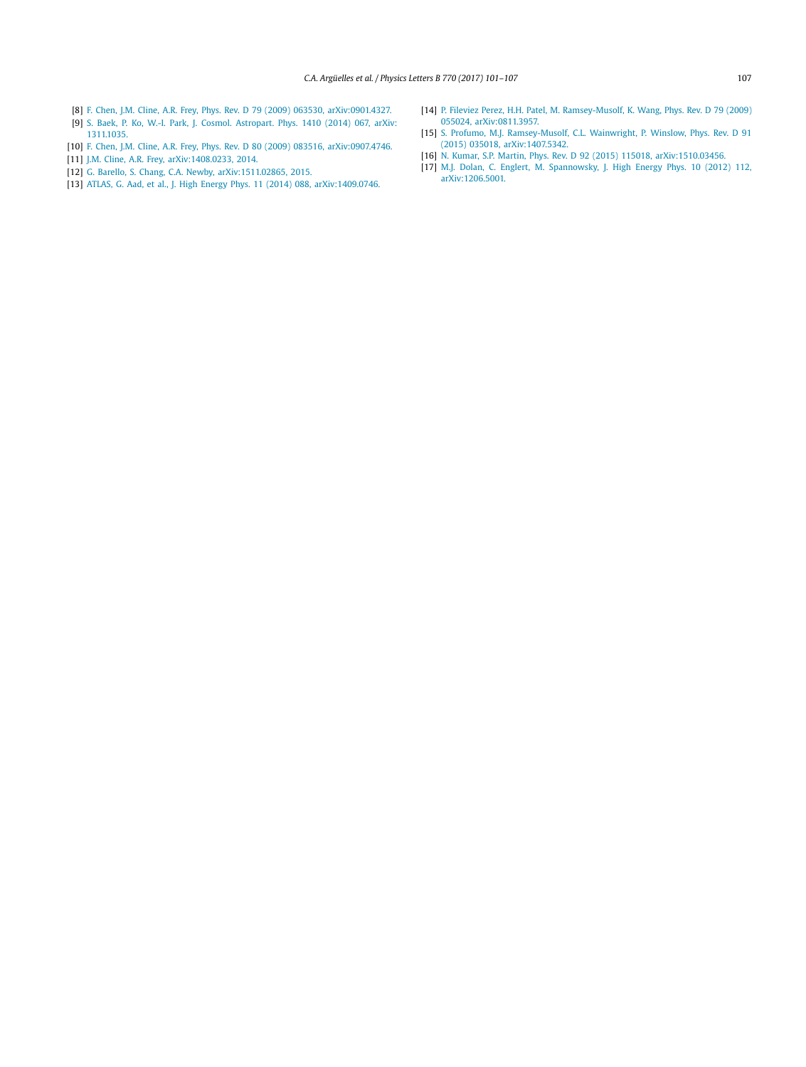[8] F. Chen, J.M. Cline, A.R. Frey, Phys. Rev. D 79 (2009) 063530, arXiv:0901.4327.

[9] S. Baek, P. Ko, W.-I. Park, J. Cosmol. Astropart. Phys. 1410 (2014) 067, arXiv:1311.1035.

[10] F. Chen, J.M. Cline, A.R. Frey, Phys. Rev. D 80 (2009) 083516, arXiv:0907.4746.

[11] J.M. Cline, A.R. Frey, arXiv:1408.0233, 2014.

[12] G. Barello, S. Chang, C.A. Newby, arXiv:1511.02865, 2015.

[13] ATLAS, G. Aad, et al., J. High Energy Phys. 11 (2014) 088, arXiv:1409.0746.

[14] P. Fileviez Perez, H.H. Patel, M. Ramsey-Musolf, K. Wang, Phys. Rev. D 79 (2009) 055024, arXiv:0811.3957.

[15] S. Profumo, M.J. Ramsey-Musolf, C.L. Wainwright, P. Winslow, Phys. Rev. D 91 (2015) 035018, arXiv:1407.5342.

[16] N. Kumar, S.P. Martin, Phys. Rev. D 92 (2015) 115018, arXiv:1510.03456.

[17] M.J. Dolan, C. Englert, M. Spannowsky, J. High Energy Phys. 10 (2012) 112, arXiv:1206.5001.